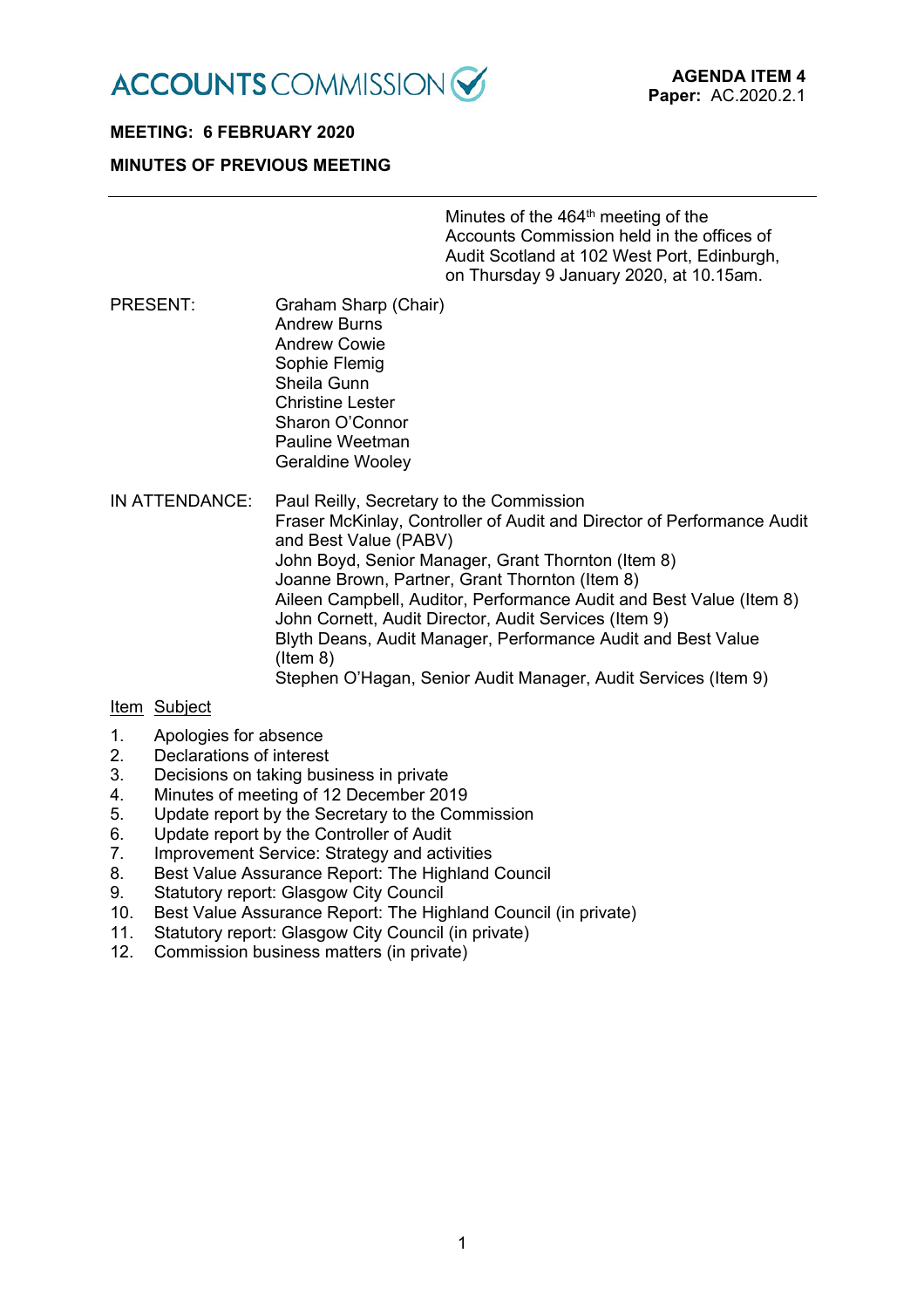ACCOUNTS COMMISSION

**AGENDA ITEM 4**
**Paper:** AC.2020.2.1

**MEETING: 6 FEBRUARY 2020**

**MINUTES OF PREVIOUS MEETING**

---

Minutes of the 464th meeting of the Accounts Commission held in the offices of Audit Scotland at 102 West Port, Edinburgh, on Thursday 9 January 2020, at 10.15am.

PRESENT:
Graham Sharp (Chair)
Andrew Burns
Andrew Cowie
Sophie Flemig
Sheila Gunn
Christine Lester
Sharon O'Connor
Pauline Weetman
Geraldine Wooley

IN ATTENDANCE:
Paul Reilly, Secretary to the Commission
Fraser McKinlay, Controller of Audit and Director of Performance Audit and Best Value (PABV)
John Boyd, Senior Manager, Grant Thornton (Item 8)
Joanne Brown, Partner, Grant Thornton (Item 8)
Aileen Campbell, Auditor, Performance Audit and Best Value (Item 8)
John Cornett, Audit Director, Audit Services (Item 9)
Blyth Deans, Audit Manager, Performance Audit and Best Value (Item 8)
Stephen O'Hagan, Senior Audit Manager, Audit Services (Item 9)

Item Subject

1. Apologies for absence
2. Declarations of interest
3. Decisions on taking business in private
4. Minutes of meeting of 12 December 2019
5. Update report by the Secretary to the Commission
6. Update report by the Controller of Audit
7. Improvement Service: Strategy and activities
8. Best Value Assurance Report: The Highland Council
9. Statutory report: Glasgow City Council
10. Best Value Assurance Report: The Highland Council (in private)
11. Statutory report: Glasgow City Council (in private)
12. Commission business matters (in private)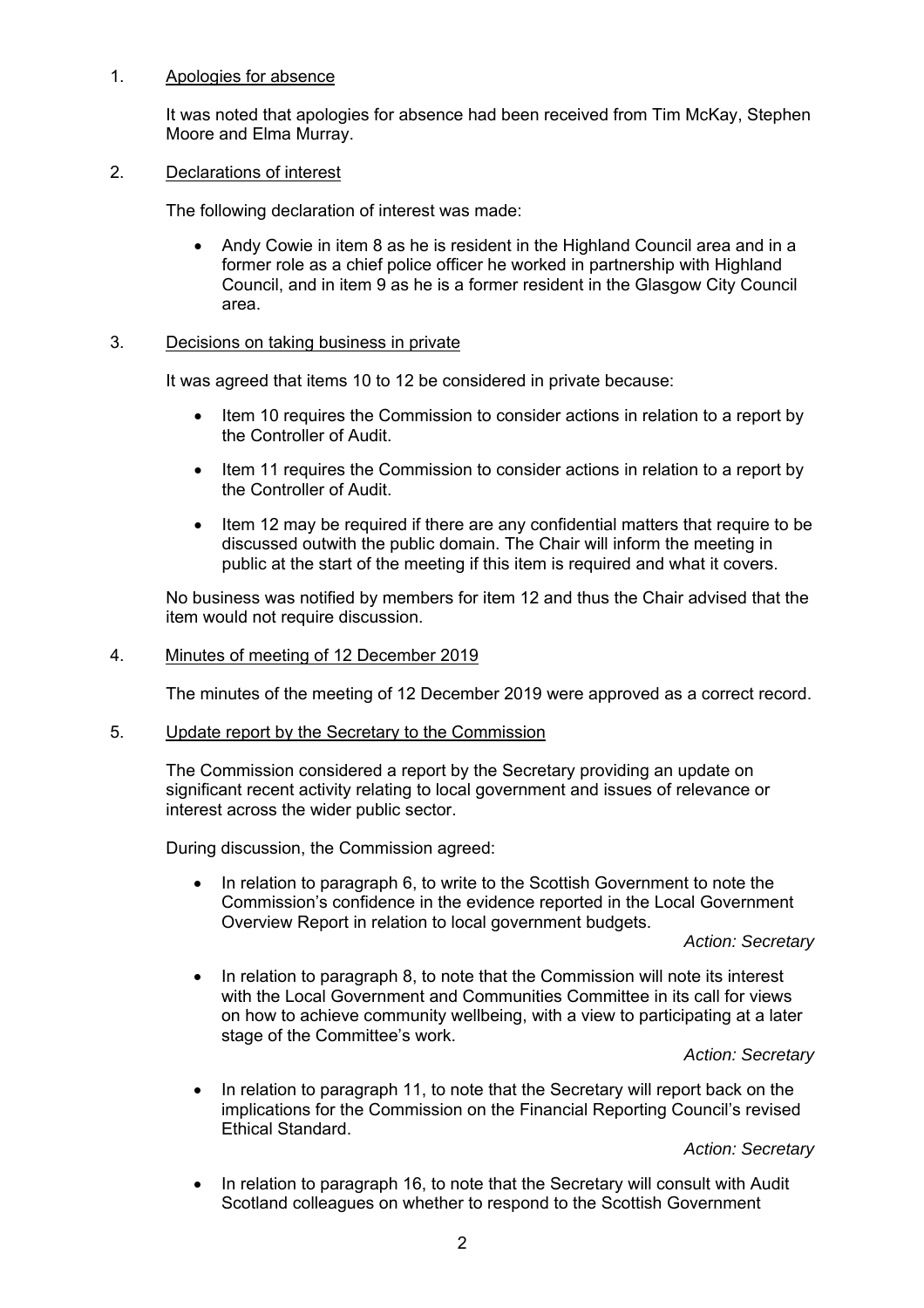1. Apologies for absence

    It was noted that apologies for absence had been received from Tim McKay, Stephen Moore and Elma Murray.

2. Declarations of interest

    The following declaration of interest was made:

    - Andy Cowie in item 8 as he is resident in the Highland Council area and in a former role as a chief police officer he worked in partnership with Highland Council, and in item 9 as he is a former resident in the Glasgow City Council area.

3. Decisions on taking business in private

    It was agreed that items 10 to 12 be considered in private because:

    - Item 10 requires the Commission to consider actions in relation to a report by the Controller of Audit.
    - Item 11 requires the Commission to consider actions in relation to a report by the Controller of Audit.
    - Item 12 may be required if there are any confidential matters that require to be discussed outwith the public domain. The Chair will inform the meeting in public at the start of the meeting if this item is required and what it covers.

    No business was notified by members for item 12 and thus the Chair advised that the item would not require discussion.

4. Minutes of meeting of 12 December 2019

    The minutes of the meeting of 12 December 2019 were approved as a correct record.

5. Update report by the Secretary to the Commission

    The Commission considered a report by the Secretary providing an update on significant recent activity relating to local government and issues of relevance or interest across the wider public sector.

    During discussion, the Commission agreed:

    - In relation to paragraph 6, to write to the Scottish Government to note the Commission's confidence in the evidence reported in the Local Government Overview Report in relation to local government budgets.

      *Action: Secretary*

    - In relation to paragraph 8, to note that the Commission will note its interest with the Local Government and Communities Committee in its call for views on how to achieve community wellbeing, with a view to participating at a later stage of the Committee's work.

      *Action: Secretary*

    - In relation to paragraph 11, to note that the Secretary will report back on the implications for the Commission on the Financial Reporting Council's revised Ethical Standard.

      *Action: Secretary*

    - In relation to paragraph 16, to note that the Secretary will consult with Audit Scotland colleagues on whether to respond to the Scottish Government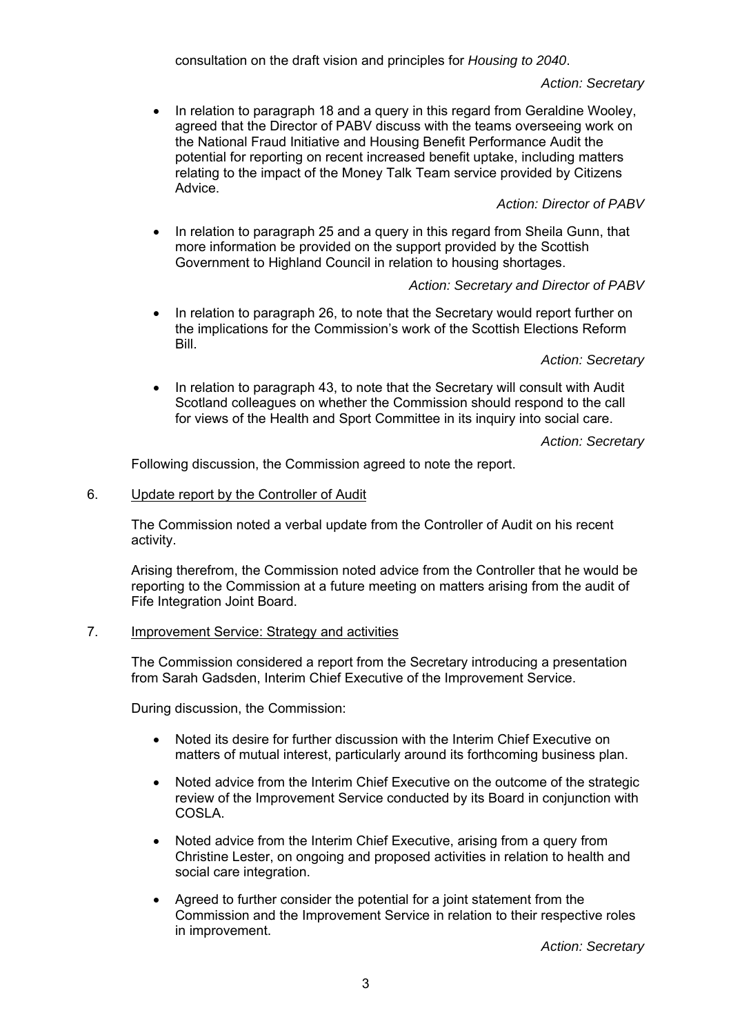consultation on the draft vision and principles for *Housing to 2040*.

*Action: Secretary*

- In relation to paragraph 18 and a query in this regard from Geraldine Wooley, agreed that the Director of PABV discuss with the teams overseeing work on the National Fraud Initiative and Housing Benefit Performance Audit the potential for reporting on recent increased benefit uptake, including matters relating to the impact of the Money Talk Team service provided by Citizens Advice.

  *Action: Director of PABV*

- In relation to paragraph 25 and a query in this regard from Sheila Gunn, that more information be provided on the support provided by the Scottish Government to Highland Council in relation to housing shortages.

  *Action: Secretary and Director of PABV*

- In relation to paragraph 26, to note that the Secretary would report further on the implications for the Commission's work of the Scottish Elections Reform Bill.

  *Action: Secretary*

- In relation to paragraph 43, to note that the Secretary will consult with Audit Scotland colleagues on whether the Commission should respond to the call for views of the Health and Sport Committee in its inquiry into social care.

  *Action: Secretary*

Following discussion, the Commission agreed to note the report.

6. Update report by the Controller of Audit

The Commission noted a verbal update from the Controller of Audit on his recent activity.

Arising therefrom, the Commission noted advice from the Controller that he would be reporting to the Commission at a future meeting on matters arising from the audit of Fife Integration Joint Board.

7. Improvement Service: Strategy and activities

The Commission considered a report from the Secretary introducing a presentation from Sarah Gadsden, Interim Chief Executive of the Improvement Service.

During discussion, the Commission:

- Noted its desire for further discussion with the Interim Chief Executive on matters of mutual interest, particularly around its forthcoming business plan.
- Noted advice from the Interim Chief Executive on the outcome of the strategic review of the Improvement Service conducted by its Board in conjunction with COSLA.
- Noted advice from the Interim Chief Executive, arising from a query from Christine Lester, on ongoing and proposed activities in relation to health and social care integration.
- Agreed to further consider the potential for a joint statement from the Commission and the Improvement Service in relation to their respective roles in improvement.

  *Action: Secretary*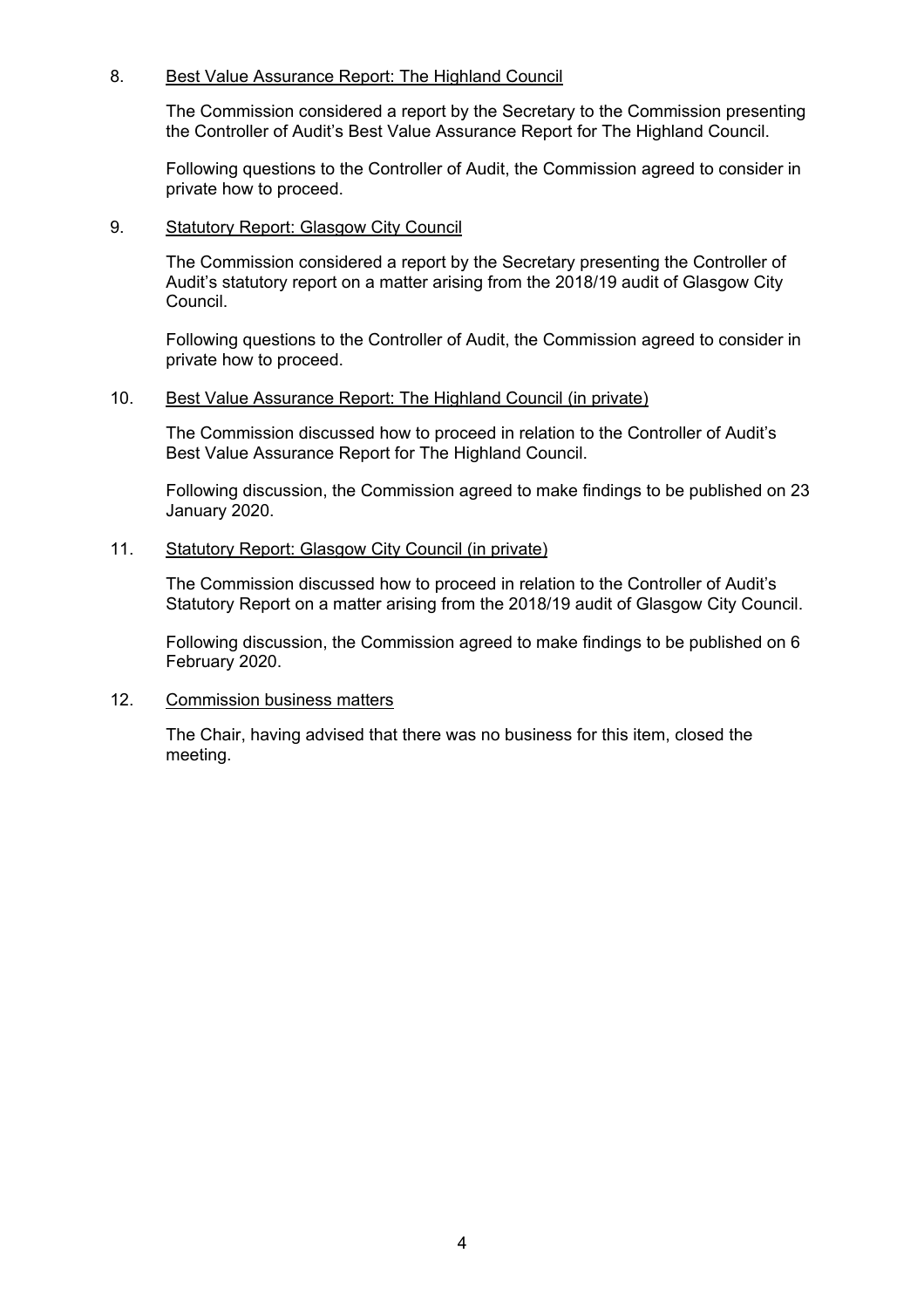8. <u>Best Value Assurance Report: The Highland Council</u>

   The Commission considered a report by the Secretary to the Commission presenting the Controller of Audit's Best Value Assurance Report for The Highland Council.

   Following questions to the Controller of Audit, the Commission agreed to consider in private how to proceed.

9. <u>Statutory Report: Glasgow City Council</u>

   The Commission considered a report by the Secretary presenting the Controller of Audit's statutory report on a matter arising from the 2018/19 audit of Glasgow City Council.

   Following questions to the Controller of Audit, the Commission agreed to consider in private how to proceed.

10. <u>Best Value Assurance Report: The Highland Council (in private)</u>

    The Commission discussed how to proceed in relation to the Controller of Audit's Best Value Assurance Report for The Highland Council.

    Following discussion, the Commission agreed to make findings to be published on 23 January 2020.

11. <u>Statutory Report: Glasgow City Council (in private)</u>

    The Commission discussed how to proceed in relation to the Controller of Audit's Statutory Report on a matter arising from the 2018/19 audit of Glasgow City Council.

    Following discussion, the Commission agreed to make findings to be published on 6 February 2020.

12. <u>Commission business matters</u>

    The Chair, having advised that there was no business for this item, closed the meeting.